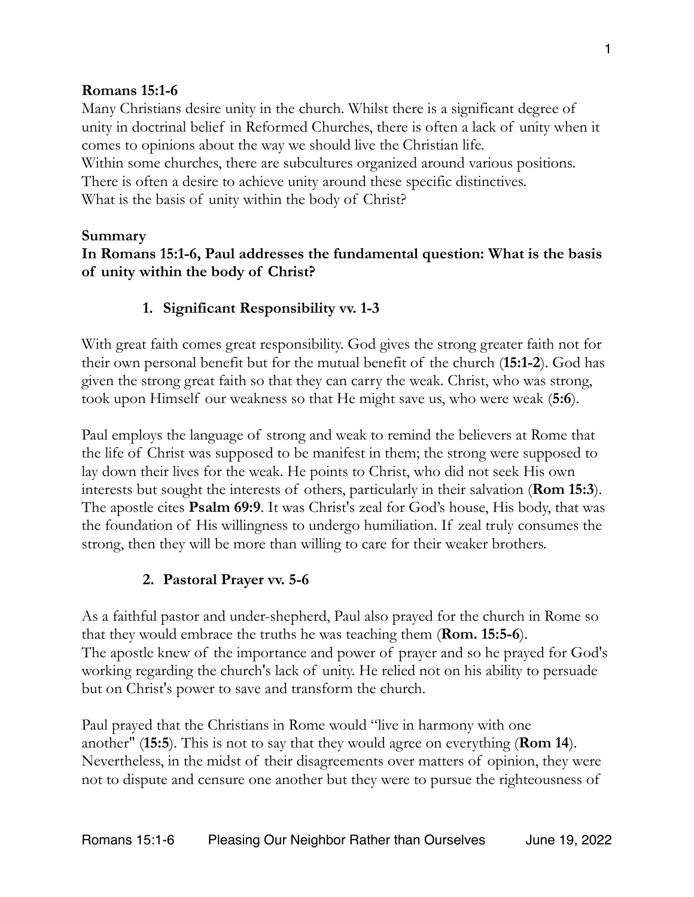**Romans 15:1-6**

Many Christians desire unity in the church. Whilst there is a significant degree of unity in doctrinal belief in Reformed Churches, there is often a lack of unity when it comes to opinions about the way we should live the Christian life.
Within some churches, there are subcultures organized around various positions. There is often a desire to achieve unity around these specific distinctives.
What is the basis of unity within the body of Christ?

**Summary**

**In Romans 15:1-6, Paul addresses the fundamental question: What is the basis of unity within the body of Christ?**

1. **Significant Responsibility vv. 1-3**

With great faith comes great responsibility. God gives the strong greater faith not for their own personal benefit but for the mutual benefit of the church (**15:1-2**). God has given the strong great faith so that they can carry the weak. Christ, who was strong, took upon Himself our weakness so that He might save us, who were weak (**5:6**).

Paul employs the language of strong and weak to remind the believers at Rome that the life of Christ was supposed to be manifest in them; the strong were supposed to lay down their lives for the weak. He points to Christ, who did not seek His own interests but sought the interests of others, particularly in their salvation (**Rom 15:3**). The apostle cites **Psalm 69:9**. It was Christ's zeal for God's house, His body, that was the foundation of His willingness to undergo humiliation. If zeal truly consumes the strong, then they will be more than willing to care for their weaker brothers.

2. **Pastoral Prayer vv. 5-6**

As a faithful pastor and under-shepherd, Paul also prayed for the church in Rome so that they would embrace the truths he was teaching them (**Rom. 15:5-6**).
The apostle knew of the importance and power of prayer and so he prayed for God's working regarding the church's lack of unity. He relied not on his ability to persuade but on Christ's power to save and transform the church.

Paul prayed that the Christians in Rome would "live in harmony with one another" (**15:5**). This is not to say that they would agree on everything (**Rom 14**). Nevertheless, in the midst of their disagreements over matters of opinion, they were not to dispute and censure one another but they were to pursue the righteousness of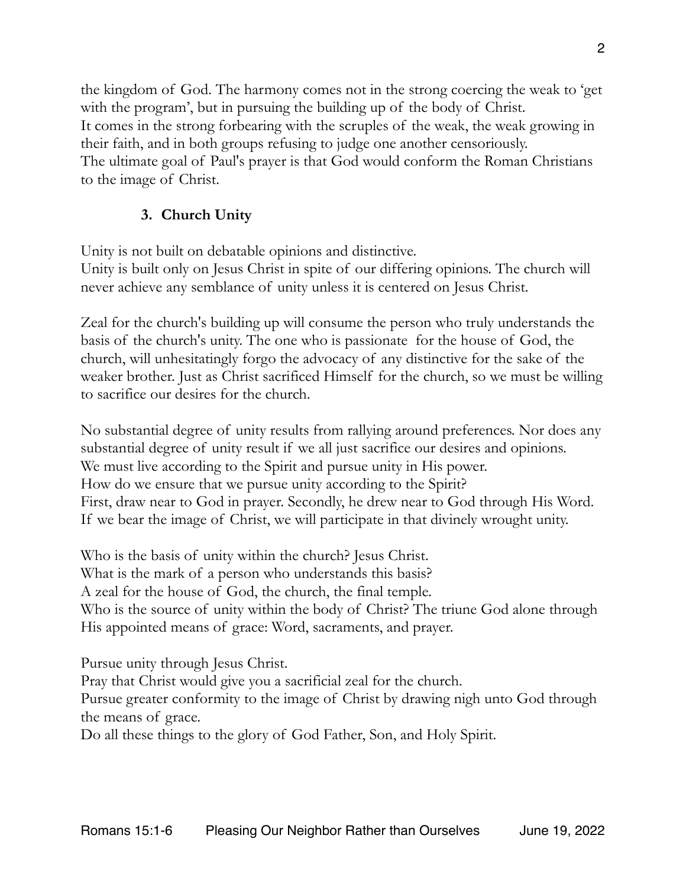the kingdom of God. The harmony comes not in the strong coercing the weak to 'get with the program', but in pursuing the building up of the body of Christ.
It comes in the strong forbearing with the scruples of the weak, the weak growing in their faith, and in both groups refusing to judge one another censoriously.
The ultimate goal of Paul's prayer is that God would conform the Roman Christians to the image of Christ.

### 3. Church Unity

Unity is not built on debatable opinions and distinctive.
Unity is built only on Jesus Christ in spite of our differing opinions. The church will never achieve any semblance of unity unless it is centered on Jesus Christ.

Zeal for the church's building up will consume the person who truly understands the basis of the church's unity. The one who is passionate for the house of God, the church, will unhesitatingly forgo the advocacy of any distinctive for the sake of the weaker brother. Just as Christ sacrificed Himself for the church, so we must be willing to sacrifice our desires for the church.

No substantial degree of unity results from rallying around preferences. Nor does any substantial degree of unity result if we all just sacrifice our desires and opinions.
We must live according to the Spirit and pursue unity in His power.
How do we ensure that we pursue unity according to the Spirit?
First, draw near to God in prayer. Secondly, he drew near to God through His Word.
If we bear the image of Christ, we will participate in that divinely wrought unity.

Who is the basis of unity within the church? Jesus Christ.
What is the mark of a person who understands this basis?
A zeal for the house of God, the church, the final temple.
Who is the source of unity within the body of Christ? The triune God alone through His appointed means of grace: Word, sacraments, and prayer.

Pursue unity through Jesus Christ.
Pray that Christ would give you a sacrificial zeal for the church.
Pursue greater conformity to the image of Christ by drawing nigh unto God through the means of grace.
Do all these things to the glory of God Father, Son, and Holy Spirit.